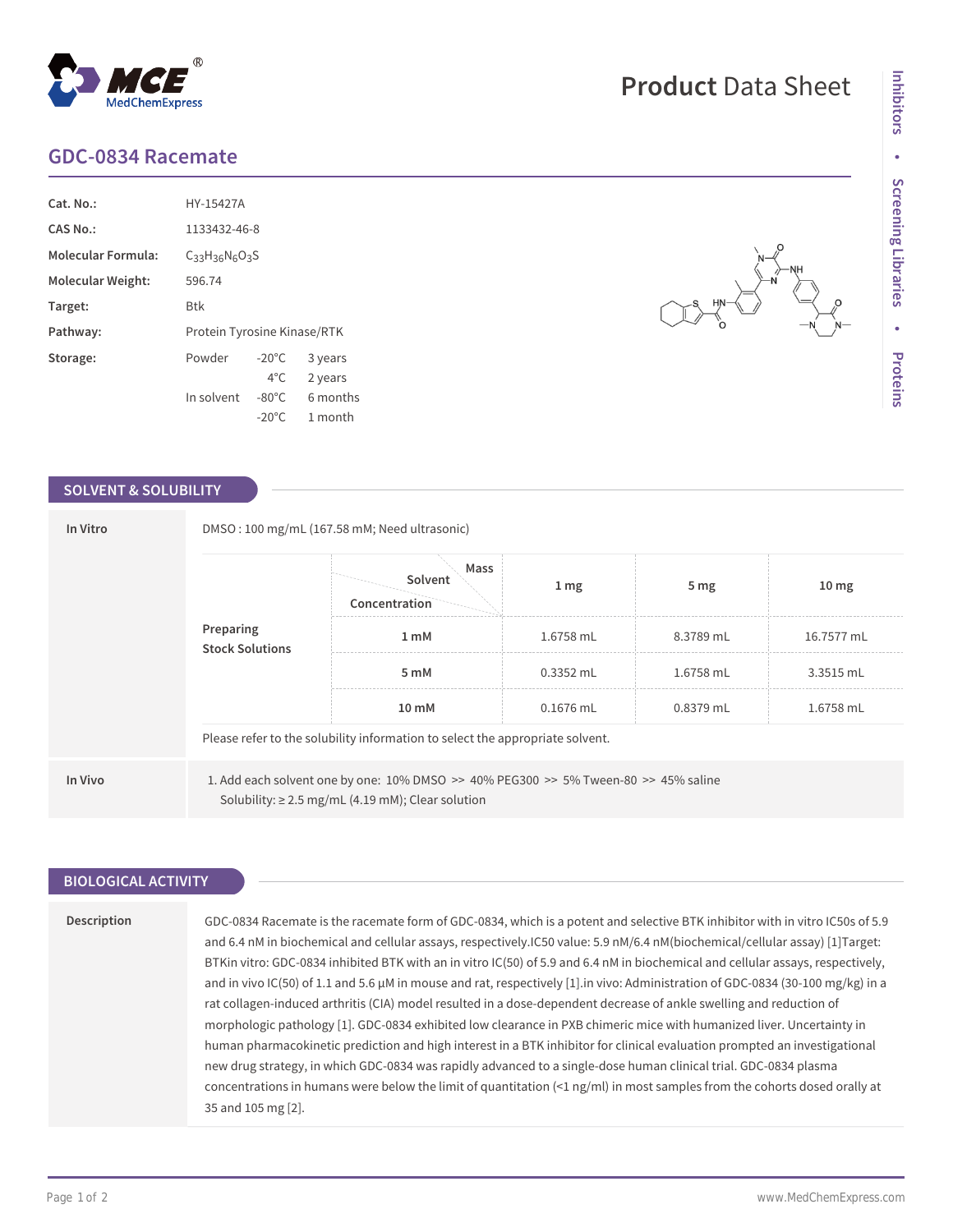# GDC-0834 Racemate

| | |
|---|---|
| **Cat. No.:** | HY-15427A |
| **CAS No.:** | 1133432-46-8 |
| **Molecular Formula:** | $C_{33}H_{36}N_6O_3S$ |
| **Molecular Weight:** | 596.74 |
| **Target:** | Btk |
| **Pathway:** | Protein Tyrosine Kinase/RTK |
| **Storage:** | Powder -20°C 3 years; 4°C 2 years; In solvent -80°C 6 months; -20°C 1 month |

## SOLVENT & SOLUBILITY

**In Vitro**

DMSO : 100 mg/mL (167.58 mM; Need ultrasonic)

**Preparing Stock Solutions**

| Concentration / Solvent / Mass | 1 mg | 5 mg | 10 mg |
|---|---|---|---|
| 1 mM | 1.6758 mL | 8.3789 mL | 16.7577 mL |
| 5 mM | 0.3352 mL | 1.6758 mL | 3.3515 mL |
| 10 mM | 0.1676 mL | 0.8379 mL | 1.6758 mL |

Please refer to the solubility information to select the appropriate solvent.

**In Vivo**

1. Add each solvent one by one: 10% DMSO >> 40% PEG300 >> 5% Tween-80 >> 45% saline
   Solubility: ≥ 2.5 mg/mL (4.19 mM); Clear solution

## BIOLOGICAL ACTIVITY

**Description**

GDC-0834 Racemate is the racemate form of GDC-0834, which is a potent and selective BTK inhibitor with in vitro IC50s of 5.9 and 6.4 nM in biochemical and cellular assays, respectively.IC50 value: 5.9 nM/6.4 nM(biochemical/cellular assay) [1]Target: BTKin vitro: GDC-0834 inhibited BTK with an in vitro IC(50) of 5.9 and 6.4 nM in biochemical and cellular assays, respectively, and in vivo IC(50) of 1.1 and 5.6 μM in mouse and rat, respectively [1].in vivo: Administration of GDC-0834 (30-100 mg/kg) in a rat collagen-induced arthritis (CIA) model resulted in a dose-dependent decrease of ankle swelling and reduction of morphologic pathology [1]. GDC-0834 exhibited low clearance in PXB chimeric mice with humanized liver. Uncertainty in human pharmacokinetic prediction and high interest in a BTK inhibitor for clinical evaluation prompted an investigational new drug strategy, in which GDC-0834 was rapidly advanced to a single-dose human clinical trial. GDC-0834 plasma concentrations in humans were below the limit of quantitation (<1 ng/ml) in most samples from the cohorts dosed orally at 35 and 105 mg [2].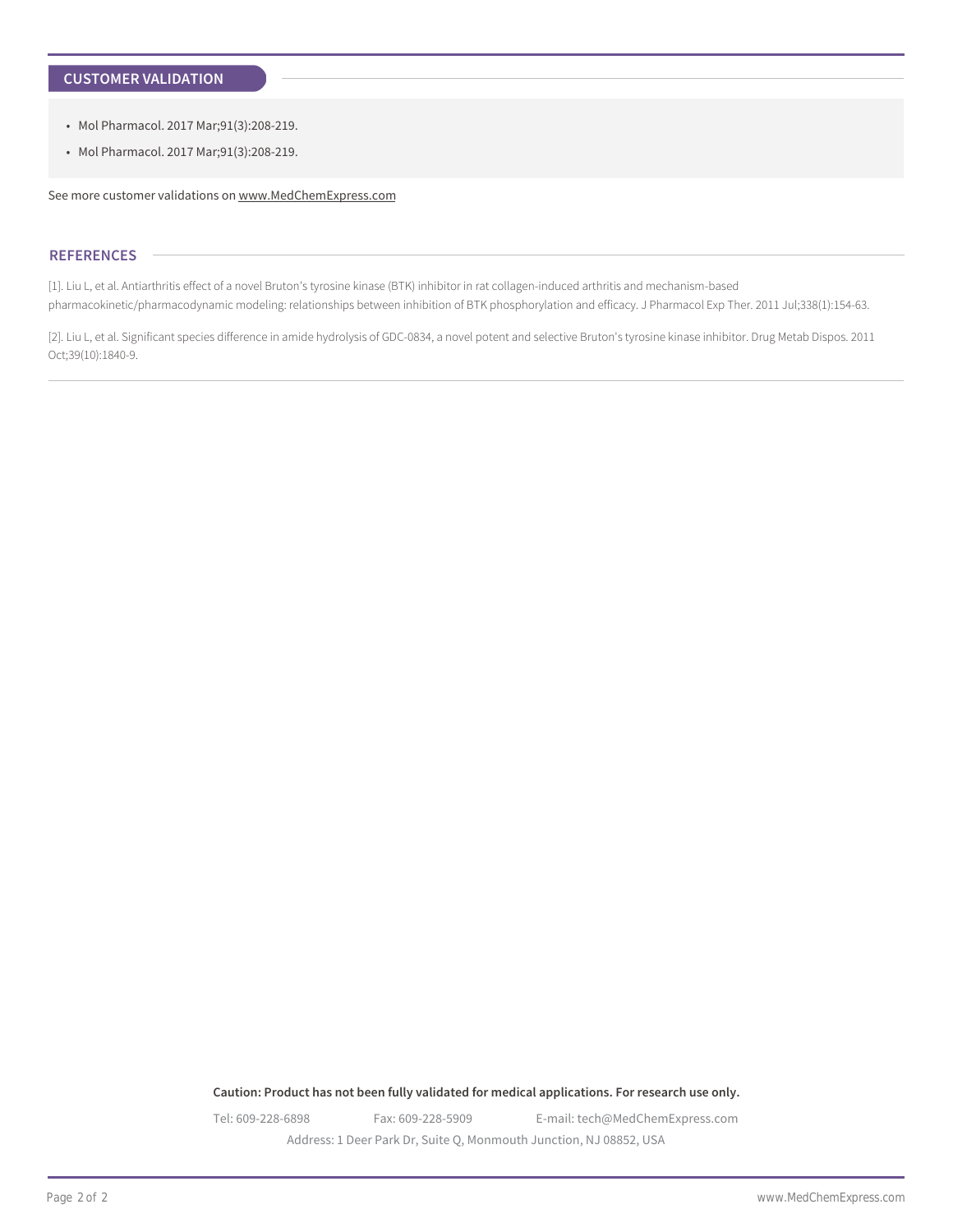## CUSTOMER VALIDATION

- Mol Pharmacol. 2017 Mar;91(3):208-219.
- Mol Pharmacol. 2017 Mar;91(3):208-219.

See more customer validations on www.MedChemExpress.com

## REFERENCES

[1]. Liu L, et al. Antiarthritis effect of a novel Bruton's tyrosine kinase (BTK) inhibitor in rat collagen-induced arthritis and mechanism-based pharmacokinetic/pharmacodynamic modeling: relationships between inhibition of BTK phosphorylation and efficacy. J Pharmacol Exp Ther. 2011 Jul;338(1):154-63.

[2]. Liu L, et al. Significant species difference in amide hydrolysis of GDC-0834, a novel potent and selective Bruton's tyrosine kinase inhibitor. Drug Metab Dispos. 2011 Oct;39(10):1840-9.

**Caution: Product has not been fully validated for medical applications. For research use only.**

Tel: 609-228-6898 Fax: 609-228-5909 E-mail: tech@MedChemExpress.com

Address: 1 Deer Park Dr, Suite Q, Monmouth Junction, NJ 08852, USA